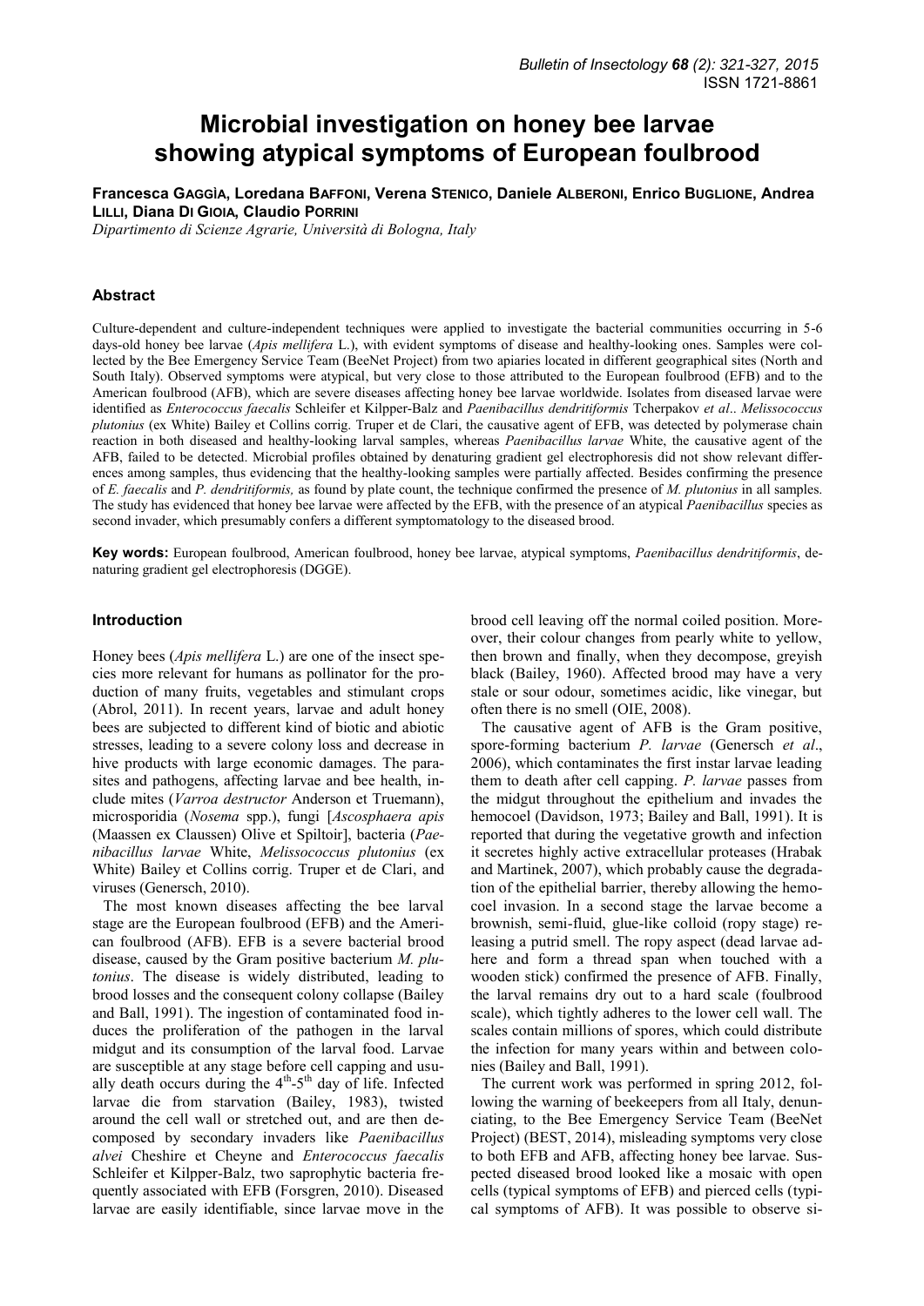# Microbial investigation on honey bee larvae showing atypical symptoms of European foulbrood

**Francesca Gaggìa, Loredana Baffoni, Verena Stenico, Daniele Alberoni, Enrico Buglione, Andrea Lilli, Diana Di Gioia, Claudio Porrini**

*Dipartimento di Scienze Agrarie, Università di Bologna, Italy*

## Abstract

Culture-dependent and culture-independent techniques were applied to investigate the bacterial communities occurring in 5-6 days-old honey bee larvae (*Apis mellifera* L.), with evident symptoms of disease and healthy-looking ones. Samples were collected by the Bee Emergency Service Team (BeeNet Project) from two apiaries located in different geographical sites (North and South Italy). Observed symptoms were atypical, but very close to those attributed to the European foulbrood (EFB) and to the American foulbrood (AFB), which are severe diseases affecting honey bee larvae worldwide. Isolates from diseased larvae were identified as *Enterococcus faecalis* Schleifer et Kilpper-Balz and *Paenibacillus dendritiformis* Tcherpakov *et al*.. *Melissococcus plutonius* (ex White) Bailey et Collins corrig. Truper et de Clari, the causative agent of EFB, was detected by polymerase chain reaction in both diseased and healthy-looking larval samples, whereas *Paenibacillus larvae* White, the causative agent of the AFB, failed to be detected. Microbial profiles obtained by denaturing gradient gel electrophoresis did not show relevant differences among samples, thus evidencing that the healthy-looking samples were partially affected. Besides confirming the presence of *E. faecalis* and *P. dendritiformis,* as found by plate count, the technique confirmed the presence of *M. plutonius* in all samples. The study has evidenced that honey bee larvae were affected by the EFB, with the presence of an atypical *Paenibacillus* species as second invader, which presumably confers a different symptomatology to the diseased brood.

**Key words:** European foulbrood, American foulbrood, honey bee larvae, atypical symptoms, *Paenibacillus dendritiformis*, denaturing gradient gel electrophoresis (DGGE).

## Introduction

Honey bees (*Apis mellifera* L.) are one of the insect species more relevant for humans as pollinator for the production of many fruits, vegetables and stimulant crops (Abrol, 2011). In recent years, larvae and adult honey bees are subjected to different kind of biotic and abiotic stresses, leading to a severe colony loss and decrease in hive products with large economic damages. The parasites and pathogens, affecting larvae and bee health, include mites (*Varroa destructor* Anderson et Truemann), microsporidia (*Nosema* spp.), fungi [*Ascosphaera apis* (Maassen ex Claussen) Olive et Spiltoir], bacteria (*Paenibacillus larvae* White, *Melissococcus plutonius* (ex White) Bailey et Collins corrig. Truper et de Clari, and viruses (Genersch, 2010).

The most known diseases affecting the bee larval stage are the European foulbrood (EFB) and the American foulbrood (AFB). EFB is a severe bacterial brood disease, caused by the Gram positive bacterium *M. plutonius*. The disease is widely distributed, leading to brood losses and the consequent colony collapse (Bailey and Ball, 1991). The ingestion of contaminated food induces the proliferation of the pathogen in the larval midgut and its consumption of the larval food. Larvae are susceptible at any stage before cell capping and usually death occurs during the $4^{th}$-$5^{th}$ day of life. Infected larvae die from starvation (Bailey, 1983), twisted around the cell wall or stretched out, and are then decomposed by secondary invaders like *Paenibacillus alvei* Cheshire et Cheyne and *Enterococcus faecalis* Schleifer et Kilpper-Balz, two saprophytic bacteria frequently associated with EFB (Forsgren, 2010). Diseased larvae are easily identifiable, since larvae move in the brood cell leaving off the normal coiled position. Moreover, their colour changes from pearly white to yellow, then brown and finally, when they decompose, greyish black (Bailey, 1960). Affected brood may have a very stale or sour odour, sometimes acidic, like vinegar, but often there is no smell (OIE, 2008).

The causative agent of AFB is the Gram positive, spore-forming bacterium *P. larvae* (Genersch *et al*., 2006), which contaminates the first instar larvae leading them to death after cell capping. *P. larvae* passes from the midgut throughout the epithelium and invades the hemocoel (Davidson, 1973; Bailey and Ball, 1991). It is reported that during the vegetative growth and infection it secretes highly active extracellular proteases (Hrabak and Martinek, 2007), which probably cause the degradation of the epithelial barrier, thereby allowing the hemocoel invasion. In a second stage the larvae become a brownish, semi-fluid, glue-like colloid (ropy stage) releasing a putrid smell. The ropy aspect (dead larvae adhere and form a thread span when touched with a wooden stick) confirmed the presence of AFB. Finally, the larval remains dry out to a hard scale (foulbrood scale), which tightly adheres to the lower cell wall. The scales contain millions of spores, which could distribute the infection for many years within and between colonies (Bailey and Ball, 1991).

The current work was performed in spring 2012, following the warning of beekeepers from all Italy, denunciating, to the Bee Emergency Service Team (BeeNet Project) (BEST, 2014), misleading symptoms very close to both EFB and AFB, affecting honey bee larvae. Suspected diseased brood looked like a mosaic with open cells (typical symptoms of EFB) and pierced cells (typical symptoms of AFB). It was possible to observe si-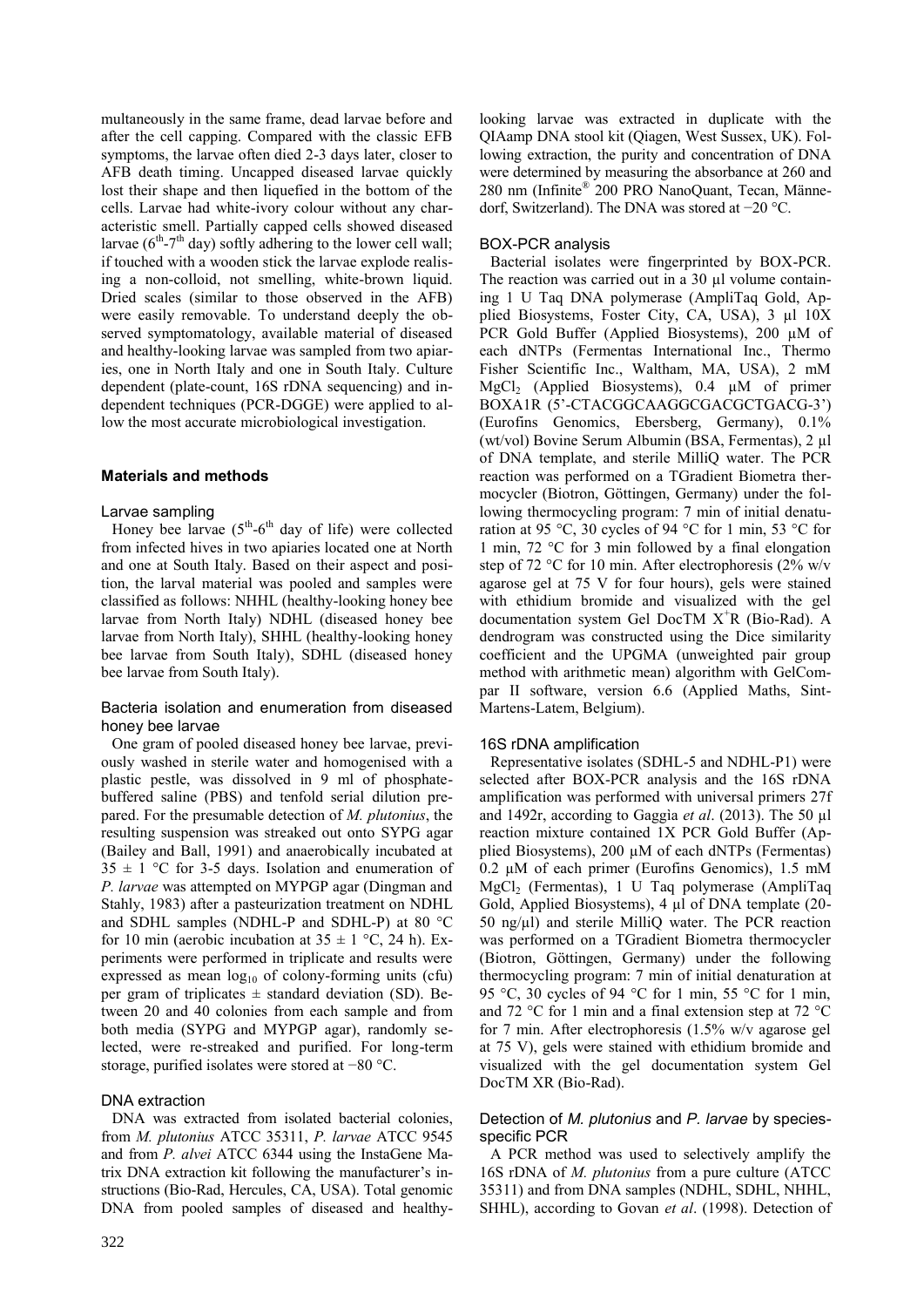multaneously in the same frame, dead larvae before and after the cell capping. Compared with the classic EFB symptoms, the larvae often died 2-3 days later, closer to AFB death timing. Uncapped diseased larvae quickly lost their shape and then liquefied in the bottom of the cells. Larvae had white-ivory colour without any characteristic smell. Partially capped cells showed diseased larvae ($6^{th}$-$7^{th}$ day) softly adhering to the lower cell wall; if touched with a wooden stick the larvae explode realising a non-colloid, not smelling, white-brown liquid. Dried scales (similar to those observed in the AFB) were easily removable. To understand deeply the observed symptomatology, available material of diseased and healthy-looking larvae was sampled from two apiaries, one in North Italy and one in South Italy. Culture dependent (plate-count, 16S rDNA sequencing) and independent techniques (PCR-DGGE) were applied to allow the most accurate microbiological investigation.

## Materials and methods

### Larvae sampling

Honey bee larvae ($5^{th}$-$6^{th}$ day of life) were collected from infected hives in two apiaries located one at North and one at South Italy. Based on their aspect and position, the larval material was pooled and samples were classified as follows: NHHL (healthy-looking honey bee larvae from North Italy) NDHL (diseased honey bee larvae from North Italy), SHHL (healthy-looking honey bee larvae from South Italy), SDHL (diseased honey bee larvae from South Italy).

### Bacteria isolation and enumeration from diseased honey bee larvae

One gram of pooled diseased honey bee larvae, previously washed in sterile water and homogenised with a plastic pestle, was dissolved in 9 ml of phosphate-buffered saline (PBS) and tenfold serial dilution prepared. For the presumable detection of *M. plutonius*, the resulting suspension was streaked out onto SYPG agar (Bailey and Ball, 1991) and anaerobically incubated at 35 ± 1 °C for 3-5 days. Isolation and enumeration of *P. larvae* was attempted on MYPGP agar (Dingman and Stahly, 1983) after a pasteurization treatment on NDHL and SDHL samples (NDHL-P and SDHL-P) at 80 °C for 10 min (aerobic incubation at 35 ± 1 °C, 24 h). Experiments were performed in triplicate and results were expressed as mean $\log_{10}$ of colony-forming units (cfu) per gram of triplicates ± standard deviation (SD). Between 20 and 40 colonies from each sample and from both media (SYPG and MYPGP agar), randomly selected, were re-streaked and purified. For long-term storage, purified isolates were stored at −80 °C.

### DNA extraction

DNA was extracted from isolated bacterial colonies, from *M. plutonius* ATCC 35311, *P. larvae* ATCC 9545 and from *P. alvei* ATCC 6344 using the InstaGene Matrix DNA extraction kit following the manufacturer's instructions (Bio-Rad, Hercules, CA, USA). Total genomic DNA from pooled samples of diseased and healthy-looking larvae was extracted in duplicate with the QIAamp DNA stool kit (Qiagen, West Sussex, UK). Following extraction, the purity and concentration of DNA were determined by measuring the absorbance at 260 and 280 nm (Infinite® 200 PRO NanoQuant, Tecan, Männedorf, Switzerland). The DNA was stored at −20 °C.

### BOX-PCR analysis

Bacterial isolates were fingerprinted by BOX-PCR. The reaction was carried out in a 30 µl volume containing 1 U Taq DNA polymerase (AmpliTaq Gold, Applied Biosystems, Foster City, CA, USA), 3 µl 10X PCR Gold Buffer (Applied Biosystems), 200 µM of each dNTPs (Fermentas International Inc., Thermo Fisher Scientific Inc., Waltham, MA, USA), 2 mM $MgCl_2$ (Applied Biosystems), 0.4 µM of primer BOXA1R (5'-CTACGGCAAGGCGACGCTGACG-3') (Eurofins Genomics, Ebersberg, Germany), 0.1% (wt/vol) Bovine Serum Albumin (BSA, Fermentas), 2 µl of DNA template, and sterile MilliQ water. The PCR reaction was performed on a TGradient Biometra thermocycler (Biotron, Göttingen, Germany) under the following thermocycling program: 7 min of initial denaturation at 95 °C, 30 cycles of 94 °C for 1 min, 53 °C for 1 min, 72 °C for 3 min followed by a final elongation step of 72 °C for 10 min. After electrophoresis (2% w/v agarose gel at 75 V for four hours), gels were stained with ethidium bromide and visualized with the gel documentation system Gel DocTM $X^+R$ (Bio-Rad). A dendrogram was constructed using the Dice similarity coefficient and the UPGMA (unweighted pair group method with arithmetic mean) algorithm with GelCompar II software, version 6.6 (Applied Maths, Sint-Martens-Latem, Belgium).

### 16S rDNA amplification

Representative isolates (SDHL-5 and NDHL-P1) were selected after BOX-PCR analysis and the 16S rDNA amplification was performed with universal primers 27f and 1492r, according to Gaggìa *et al*. (2013). The 50 µl reaction mixture contained 1X PCR Gold Buffer (Applied Biosystems), 200 µM of each dNTPs (Fermentas) 0.2 µM of each primer (Eurofins Genomics), 1.5 mM $MgCl_2$ (Fermentas), 1 U Taq polymerase (AmpliTaq Gold, Applied Biosystems), 4 µl of DNA template (20-50 ng/µl) and sterile MilliQ water. The PCR reaction was performed on a TGradient Biometra thermocycler (Biotron, Göttingen, Germany) under the following thermocycling program: 7 min of initial denaturation at 95 °C, 30 cycles of 94 °C for 1 min, 55 °C for 1 min, and 72 °C for 1 min and a final extension step at 72 °C for 7 min. After electrophoresis (1.5% w/v agarose gel at 75 V), gels were stained with ethidium bromide and visualized with the gel documentation system Gel DocTM XR (Bio-Rad).

### Detection of *M. plutonius* and *P. larvae* by species-specific PCR

A PCR method was used to selectively amplify the 16S rDNA of *M. plutonius* from a pure culture (ATCC 35311) and from DNA samples (NDHL, SDHL, NHHL, SHHL), according to Govan *et al*. (1998). Detection of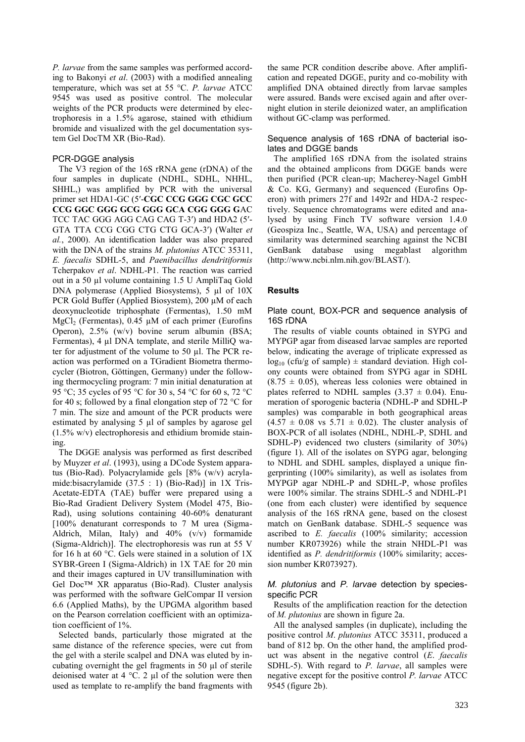*P. larvae* from the same samples was performed according to Bakonyi *et al*. (2003) with a modified annealing temperature, which was set at 55 °C. *P. larvae* ATCC 9545 was used as positive control. The molecular weights of the PCR products were determined by electrophoresis in a 1.5% agarose, stained with ethidium bromide and visualized with the gel documentation system Gel DocTM XR (Bio-Rad).

### PCR-DGGE analysis

The V3 region of the 16S rRNA gene (rDNA) of the four samples in duplicate (NDHL, SDHL, NHHL, SHHL,) was amplified by PCR with the universal primer set HDA1-GC (5′-**CGC CCG GGG CGC GCC CCG GGC GGG GCG GGG GCA CGG GGG G**AC TCC TAC GGG AGG CAG CAG T-3′) and HDA2 (5′-GTA TTA CCG CGG CTG CTG GCA-3′) (Walter *et al.*, 2000). An identification ladder was also prepared with the DNA of the strains *M. plutonius* ATCC 35311, *E. faecalis* SDHL-5, and *Paenibacillus dendritiformis* Tcherpakov *et al*. NDHL-P1. The reaction was carried out in a 50 µl volume containing 1.5 U AmpliTaq Gold DNA polymerase (Applied Biosystems), 5 µl of 10X PCR Gold Buffer (Applied Biosystem), 200 µM of each deoxynucleotide triphosphate (Fermentas), 1.50 mM $MgCl_2$ (Fermentas), 0.45 µM of each primer (Eurofins Operon), 2.5% (w/v) bovine serum albumin (BSA; Fermentas), 4 µl DNA template, and sterile MilliQ water for adjustment of the volume to 50 µl. The PCR reaction was performed on a TGradient Biometra thermocycler (Biotron, Göttingen, Germany) under the following thermocycling program: 7 min initial denaturation at 95 °C; 35 cycles of 95 °C for 30 s, 54 °C for 60 s, 72 °C for 40 s; followed by a final elongation step of 72 °C for 7 min. The size and amount of the PCR products were estimated by analysing 5 µl of samples by agarose gel (1.5% w/v) electrophoresis and ethidium bromide staining.

The DGGE analysis was performed as first described by Muyzer *et al*. (1993), using a DCode System apparatus (Bio-Rad). Polyacrylamide gels [8% (w/v) acrylamide:bisacrylamide (37.5 : 1) (Bio-Rad)] in 1X Tris-Acetate-EDTA (TAE) buffer were prepared using a Bio-Rad Gradient Delivery System (Model 475, Bio-Rad), using solutions containing 40-60% denaturant [100% denaturant corresponds to 7 M urea (Sigma-Aldrich, Milan, Italy) and 40% (v/v) formamide (Sigma-Aldrich)]. The electrophoresis was run at 55 V for 16 h at 60 °C. Gels were stained in a solution of 1X SYBR-Green I (Sigma-Aldrich) in 1X TAE for 20 min and their images captured in UV transillumination with Gel Doc™ XR apparatus (Bio-Rad). Cluster analysis was performed with the software GelCompar II version 6.6 (Applied Maths), by the UPGMA algorithm based on the Pearson correlation coefficient with an optimization coefficient of 1%.

Selected bands, particularly those migrated at the same distance of the reference species, were cut from the gel with a sterile scalpel and DNA was eluted by incubating overnight the gel fragments in 50 µl of sterile deionised water at 4 °C. 2 µl of the solution were then used as template to re-amplify the band fragments with the same PCR condition describe above. After amplification and repeated DGGE, purity and co-mobility with amplified DNA obtained directly from larvae samples were assured. Bands were excised again and after overnight elution in sterile deionized water, an amplification without GC-clamp was performed.

### Sequence analysis of 16S rDNA of bacterial isolates and DGGE bands

The amplified 16S rDNA from the isolated strains and the obtained amplicons from DGGE bands were then purified (PCR clean-up; Macherey-Nagel GmbH & Co. KG, Germany) and sequenced (Eurofins Operon) with primers 27f and 1492r and HDA-2 respectively. Sequence chromatograms were edited and analysed by using Finch TV software version 1.4.0 (Geospiza Inc., Seattle, WA, USA) and percentage of similarity was determined searching against the NCBI GenBank database using megablast algorithm (http://www.ncbi.nlm.nih.gov/BLAST/).

## Results

### Plate count, BOX-PCR and sequence analysis of 16S rDNA

The results of viable counts obtained in SYPG and MYPGP agar from diseased larvae samples are reported below, indicating the average of triplicate expressed as $\log_{10}$ (cfu/g of sample) ± standard deviation. High colony counts were obtained from SYPG agar in SDHL (8.75 ± 0.05), whereas less colonies were obtained in plates referred to NDHL samples (3.37 ± 0.04). Enumeration of sporogenic bacteria (NDHL-P and SDHL-P samples) was comparable in both geographical areas (4.57 ± 0.08 vs 5.71 ± 0.02). The cluster analysis of BOX-PCR of all isolates (NDHL, NDHL-P, SDHL and SDHL-P) evidenced two clusters (similarity of 30%) (figure 1). All of the isolates on SYPG agar, belonging to NDHL and SDHL samples, displayed a unique fingerprinting (100% similarity), as well as isolates from MYPGP agar NDHL-P and SDHL-P, whose profiles were 100% similar. The strains SDHL-5 and NDHL-P1 (one from each cluster) were identified by sequence analysis of the 16S rRNA gene, based on the closest match on GenBank database. SDHL-5 sequence was ascribed to *E. faecalis* (100% similarity; accession number KR073926) while the strain NHDL-P1 was identified as *P. dendritiformis* (100% similarity; accession number KR073927).

### *M. plutonius* and *P. larvae* detection by species-specific PCR

Results of the amplification reaction for the detection of *M. plutonius* are shown in figure 2a.

All the analysed samples (in duplicate), including the positive control *M. plutonius* ATCC 35311, produced a band of 812 bp. On the other hand, the amplified product was absent in the negative control (*E. faecalis* SDHL-5). With regard to *P. larvae*, all samples were negative except for the positive control *P. larvae* ATCC 9545 (figure 2b).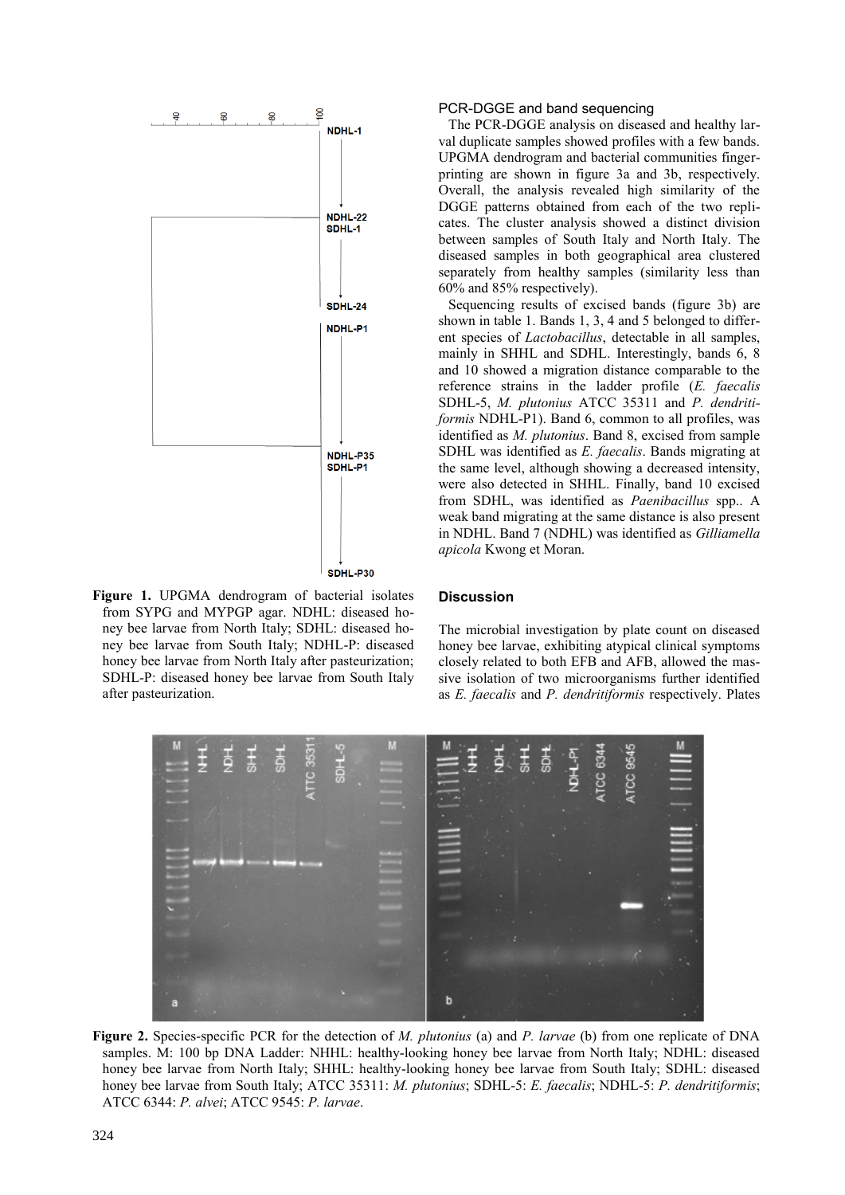**Figure 1.** UPGMA dendrogram of bacterial isolates from SYPG and MYPGP agar. NDHL: diseased honey bee larvae from North Italy; SDHL: diseased honey bee larvae from South Italy; NDHL-P: diseased honey bee larvae from North Italy after pasteurization; SDHL-P: diseased honey bee larvae from South Italy after pasteurization.

### PCR-DGGE and band sequencing

The PCR-DGGE analysis on diseased and healthy larval duplicate samples showed profiles with a few bands. UPGMA dendrogram and bacterial communities fingerprinting are shown in figure 3a and 3b, respectively. Overall, the analysis revealed high similarity of the DGGE patterns obtained from each of the two replicates. The cluster analysis showed a distinct division between samples of South Italy and North Italy. The diseased samples in both geographical area clustered separately from healthy samples (similarity less than 60% and 85% respectively).

Sequencing results of excised bands (figure 3b) are shown in table 1. Bands 1, 3, 4 and 5 belonged to different species of *Lactobacillus*, detectable in all samples, mainly in SHHL and SDHL. Interestingly, bands 6, 8 and 10 showed a migration distance comparable to the reference strains in the ladder profile (*E. faecalis* SDHL-5, *M. plutonius* ATCC 35311 and *P. dendritiformis* NDHL-P1). Band 6, common to all profiles, was identified as *M. plutonius*. Band 8, excised from sample SDHL was identified as *E. faecalis*. Bands migrating at the same level, although showing a decreased intensity, were also detected in SHHL. Finally, band 10 excised from SDHL, was identified as *Paenibacillus* spp.. A weak band migrating at the same distance is also present in NDHL. Band 7 (NDHL) was identified as *Gilliamella apicola* Kwong et Moran.

### Discussion

The microbial investigation by plate count on diseased honey bee larvae, exhibiting atypical clinical symptoms closely related to both EFB and AFB, allowed the massive isolation of two microorganisms further identified as *E. faecalis* and *P. dendritiformis* respectively. Plates

**Figure 2.** Species-specific PCR for the detection of *M. plutonius* (a) and *P. larvae* (b) from one replicate of DNA samples. M: 100 bp DNA Ladder: NHHL: healthy-looking honey bee larvae from North Italy; NDHL: diseased honey bee larvae from North Italy; SHHL: healthy-looking honey bee larvae from South Italy; SDHL: diseased honey bee larvae from South Italy; ATCC 35311: *M. plutonius*; SDHL-5: *E. faecalis*; NDHL-5: *P. dendritiformis*; ATCC 6344: *P. alvei*; ATCC 9545: *P. larvae*.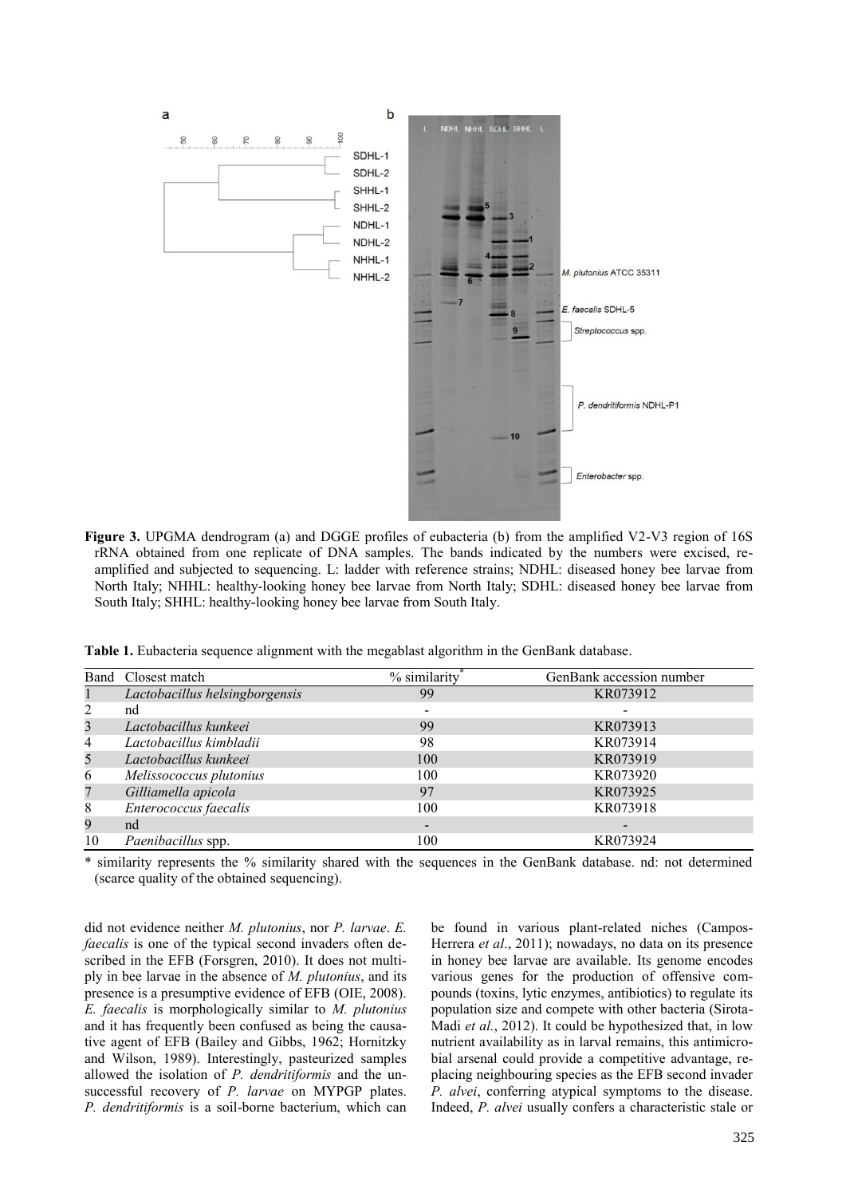**Figure 3.** UPGMA dendrogram (a) and DGGE profiles of eubacteria (b) from the amplified V2-V3 region of 16S rRNA obtained from one replicate of DNA samples. The bands indicated by the numbers were excised, re-amplified and subjected to sequencing. L: ladder with reference strains; NDHL: diseased honey bee larvae from North Italy; NHHL: healthy-looking honey bee larvae from North Italy; SDHL: diseased honey bee larvae from South Italy; SHHL: healthy-looking honey bee larvae from South Italy.

**Table 1.** Eubacteria sequence alignment with the megablast algorithm in the GenBank database.

| Band | Closest match | % similarity* | GenBank accession number |
|---|---|---|---|
| 1 | *Lactobacillus helsingborgensis* | 99 | KR073912 |
| 2 | nd | - | - |
| 3 | *Lactobacillus kunkeei* | 99 | KR073913 |
| 4 | *Lactobacillus kimbladii* | 98 | KR073914 |
| 5 | *Lactobacillus kunkeei* | 100 | KR073919 |
| 6 | *Melissococcus plutonius* | 100 | KR073920 |
| 7 | *Gilliamella apicola* | 97 | KR073925 |
| 8 | *Enterococcus faecalis* | 100 | KR073918 |
| 9 | nd | - | - |
| 10 | *Paenibacillus* spp. | 100 | KR073924 |

\* similarity represents the % similarity shared with the sequences in the GenBank database. nd: not determined (scarce quality of the obtained sequencing).

did not evidence neither *M. plutonius*, nor *P. larvae*. *E. faecalis* is one of the typical second invaders often described in the EFB (Forsgren, 2010). It does not multiply in bee larvae in the absence of *M. plutonius*, and its presence is a presumptive evidence of EFB (OIE, 2008). *E. faecalis* is morphologically similar to *M. plutonius* and it has frequently been confused as being the causative agent of EFB (Bailey and Gibbs, 1962; Hornitzky and Wilson, 1989). Interestingly, pasteurized samples allowed the isolation of *P. dendritiformis* and the unsuccessful recovery of *P. larvae* on MYPGP plates. *P. dendritiformis* is a soil-borne bacterium, which can be found in various plant-related niches (Campos-Herrera *et al*., 2011); nowadays, no data on its presence in honey bee larvae are available. Its genome encodes various genes for the production of offensive compounds (toxins, lytic enzymes, antibiotics) to regulate its population size and compete with other bacteria (Sirota-Madi *et al.*, 2012). It could be hypothesized that, in low nutrient availability as in larval remains, this antimicrobial arsenal could provide a competitive advantage, replacing neighbouring species as the EFB second invader *P. alvei*, conferring atypical symptoms to the disease. Indeed, *P. alvei* usually confers a characteristic stale or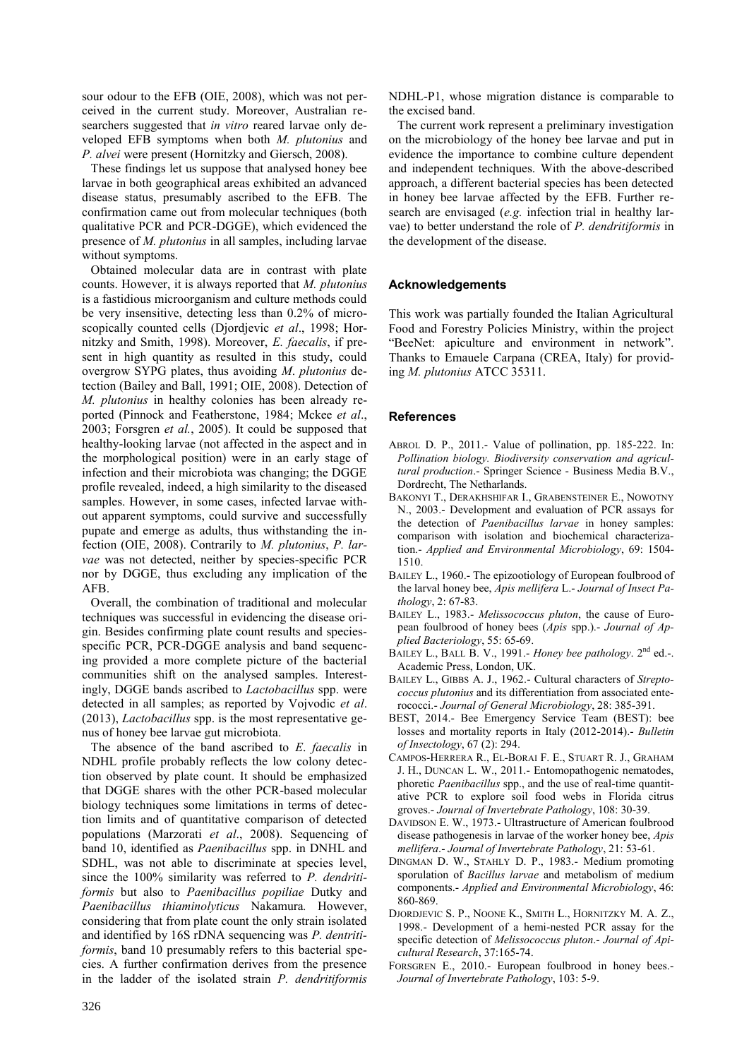sour odour to the EFB (OIE, 2008), which was not perceived in the current study. Moreover, Australian researchers suggested that *in vitro* reared larvae only developed EFB symptoms when both *M. plutonius* and *P. alvei* were present (Hornitzky and Giersch, 2008).

These findings let us suppose that analysed honey bee larvae in both geographical areas exhibited an advanced disease status, presumably ascribed to the EFB. The confirmation came out from molecular techniques (both qualitative PCR and PCR-DGGE), which evidenced the presence of *M. plutonius* in all samples, including larvae without symptoms.

Obtained molecular data are in contrast with plate counts. However, it is always reported that *M. plutonius* is a fastidious microorganism and culture methods could be very insensitive, detecting less than 0.2% of microscopically counted cells (Djordjevic *et al*., 1998; Hornitzky and Smith, 1998). Moreover, *E. faecalis*, if present in high quantity as resulted in this study, could overgrow SYPG plates, thus avoiding *M*. *plutonius* detection (Bailey and Ball, 1991; OIE, 2008). Detection of *M. plutonius* in healthy colonies has been already reported (Pinnock and Featherstone, 1984; Mckee *et al*., 2003; Forsgren *et al.*, 2005). It could be supposed that healthy-looking larvae (not affected in the aspect and in the morphological position) were in an early stage of infection and their microbiota was changing; the DGGE profile revealed, indeed, a high similarity to the diseased samples. However, in some cases, infected larvae without apparent symptoms, could survive and successfully pupate and emerge as adults, thus withstanding the infection (OIE, 2008). Contrarily to *M. plutonius*, *P. larvae* was not detected, neither by species-specific PCR nor by DGGE, thus excluding any implication of the AFB.

Overall, the combination of traditional and molecular techniques was successful in evidencing the disease origin. Besides confirming plate count results and species-specific PCR, PCR-DGGE analysis and band sequencing provided a more complete picture of the bacterial communities shift on the analysed samples. Interestingly, DGGE bands ascribed to *Lactobacillus* spp. were detected in all samples; as reported by Vojvodic *et al*. (2013), *Lactobacillus* spp. is the most representative genus of honey bee larvae gut microbiota.

The absence of the band ascribed to *E*. *faecalis* in NDHL profile probably reflects the low colony detection observed by plate count. It should be emphasized that DGGE shares with the other PCR-based molecular biology techniques some limitations in terms of detection limits and of quantitative comparison of detected populations (Marzorati *et al*., 2008). Sequencing of band 10, identified as *Paenibacillus* spp. in DNHL and SDHL, was not able to discriminate at species level, since the 100% similarity was referred to *P. dendritiformis* but also to *Paenibacillus popiliae* Dutky and *Paenibacillus thiaminolyticus* Nakamura*.* However, considering that from plate count the only strain isolated and identified by 16S rDNA sequencing was *P. dentritiformis*, band 10 presumably refers to this bacterial species. A further confirmation derives from the presence in the ladder of the isolated strain *P. dendritiformis* NDHL-P1, whose migration distance is comparable to the excised band.

The current work represent a preliminary investigation on the microbiology of the honey bee larvae and put in evidence the importance to combine culture dependent and independent techniques. With the above-described approach, a different bacterial species has been detected in honey bee larvae affected by the EFB. Further research are envisaged (*e.g.* infection trial in healthy larvae) to better understand the role of *P. dendritiformis* in the development of the disease.

## Acknowledgements

This work was partially founded the Italian Agricultural Food and Forestry Policies Ministry, within the project "BeeNet: apiculture and environment in network". Thanks to Emauele Carpana (CREA, Italy) for providing *M. plutonius* ATCC 35311.

## References

ABROL D. P., 2011.- Value of pollination, pp. 185-222. In: *Pollination biology. Biodiversity conservation and agricultural production*.- Springer Science - Business Media B.V., Dordrecht, The Netherlands.

BAKONYI T., DERAKHSHIFAR I., GRABENSTEINER E., NOWOTNY N., 2003.- Development and evaluation of PCR assays for the detection of *Paenibacillus larvae* in honey samples: comparison with isolation and biochemical characterization.- *Applied and Environmental Microbiology*, 69: 1504-1510.

BAILEY L., 1960.- The epizootiology of European foulbrood of the larval honey bee, *Apis mellifera* L.- *Journal of Insect Pathology*, 2: 67-83.

BAILEY L., 1983.- *Melissococcus pluton*, the cause of European foulbrood of honey bees (*Apis* spp.).- *Journal of Applied Bacteriology*, 55: 65-69.

BAILEY L., BALL B. V., 1991.- *Honey bee pathology*. 2nd ed.-. Academic Press, London, UK.

BAILEY L., GIBBS A. J., 1962.- Cultural characters of *Streptococcus plutonius* and its differentiation from associated enterococci.- *Journal of General Microbiology*, 28: 385-391.

BEST, 2014.- Bee Emergency Service Team (BEST): bee losses and mortality reports in Italy (2012-2014).- *Bulletin of Insectology*, 67 (2): 294.

CAMPOS-HERRERA R., EL-BORAI F. E., STUART R. J., GRAHAM J. H., DUNCAN L. W., 2011.- Entomopathogenic nematodes, phoretic *Paenibacillus* spp., and the use of real-time quantitative PCR to explore soil food webs in Florida citrus groves.- *Journal of Invertebrate Pathology*, 108: 30-39.

DAVIDSON E. W., 1973.- Ultrastructure of American foulbrood disease pathogenesis in larvae of the worker honey bee, *Apis mellifera*.- *Journal of Invertebrate Pathology*, 21: 53-61.

DINGMAN D. W., STAHLY D. P., 1983.- Medium promoting sporulation of *Bacillus larvae* and metabolism of medium components.- *Applied and Environmental Microbiology*, 46: 860-869.

DJORDJEVIC S. P., NOONE K., SMITH L., HORNITZKY M. A. Z., 1998.- Development of a hemi-nested PCR assay for the specific detection of *Melissococcus pluton*.- *Journal of Apicultural Research*, 37:165-74.

FORSGREN E., 2010.- European foulbrood in honey bees.- *Journal of Invertebrate Pathology*, 103: 5-9.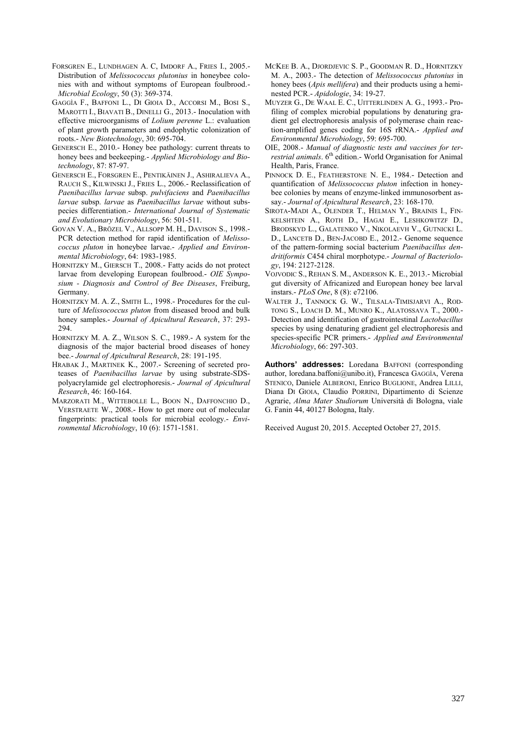FORSGREN E., LUNDHAGEN A. C, IMDORF A., FRIES I., 2005.- Distribution of *Melissococcus plutonius* in honeybee colonies with and without symptoms of European foulbrood.- *Microbial Ecology*, 50 (3): 369-374.

GAGGÌA F., BAFFONI L., DI GIOIA D., ACCORSI M., BOSI S., MAROTTI I., BIAVATI B., DINELLI G., 2013.- Inoculation with effective microorganisms of *Lolium perenne* L.: evaluation of plant growth parameters and endophytic colonization of roots.- *New Biotechnology*, 30: 695-704.

GENERSCH E., 2010.- Honey bee pathology: current threats to honey bees and beekeeping.- *Applied Microbiology and Biotechnology*, 87: 87-97.

GENERSCH E., FORSGREN E., PENTIKÄINEN J., ASHIRALIEVA A., RAUCH S., KILWINSKI J., FRIES L., 2006.- Reclassification of *Paenibacillus larvae* subsp. *pulvifaciens* and *Paenibacillus larvae* subsp. *larvae* as *Paenibacillus larvae* without subspecies differentiation.- *International Journal of Systematic and Evolutionary Microbiology*, 56: 501-511.

GOVAN V. A., BRÖZEL V., ALLSOPP M. H., DAVISON S., 1998.- PCR detection method for rapid identification of *Melissococcus pluton* in honeybee larvae.- *Applied and Environmental Microbiology*, 64: 1983-1985.

HORNITZKY M., GIERSCH T., 2008.- Fatty acids do not protect larvae from developing European foulbrood.- *OIE Symposium - Diagnosis and Control of Bee Diseases*, Freiburg, Germany.

HORNITZKY M. A. Z., SMITH L., 1998.- Procedures for the culture of *Melissococcus pluton* from diseased brood and bulk honey samples.- *Journal of Apicultural Research*, 37: 293-294.

HORNITZKY M. A. Z., WILSON S. C., 1989.- A system for the diagnosis of the major bacterial brood diseases of honey bee.- *Journal of Apicultural Research*, 28: 191-195.

HRABAK J., MARTINEK K., 2007.- Screening of secreted proteases of *Paenibacillus larvae* by using substrate-SDS-polyacrylamide gel electrophoresis.- *Journal of Apicultural Research*, 46: 160-164.

MARZORATI M., WITTEBOLLE L., BOON N., DAFFONCHIO D., VERSTRAETE W., 2008.- How to get more out of molecular fingerprints: practical tools for microbial ecology.- *Environmental Microbiology*, 10 (6): 1571-1581.

MCKEE B. A., DJORDJEVIC S. P., GOODMAN R. D., HORNITZKY M. A., 2003.- The detection of *Melissococcus plutonius* in honey bees (*Apis mellifera*) and their products using a hemi-nested PCR.- *Apidologie*, 34: 19-27.

MUYZER G., DE WAAL E. C., UITTERLINDEN A. G., 1993.- Profiling of complex microbial populations by denaturing gradient gel electrophoresis analysis of polymerase chain reaction-amplified genes coding for 16S rRNA.- *Applied and Environmental Microbiology*, 59: 695-700.

OIE, 2008.- *Manual of diagnostic tests and vaccines for terrestrial animals*. 6th edition.- World Organisation for Animal Health, Paris, France.

PINNOCK D. E., FEATHERSTONE N. E., 1984.- Detection and quantification of *Melissococcus pluton* infection in honeybee colonies by means of enzyme-linked immunosorbent assay.- *Journal of Apicultural Research*, 23: 168-170.

SIROTA-MADI A., OLENDER T., HELMAN Y., BRAINIS I., FINKELSHTEIN A., ROTH D., HAGAI E., LESHKOWITZF D., BRODSKYD L., GALATENKO V., NIKOLAEVH V., GUTNICKI L. D., LANCETB D., BEN-JACOBD E., 2012.- Genome sequence of the pattern-forming social bacterium *Paenibacillus dendritiformis* C454 chiral morphotype.- *Journal of Bacteriology*, 194: 2127-2128.

VOJVODIC S., REHAN S. M., ANDERSON K. E., 2013.- Microbial gut diversity of Africanized and European honey bee larval instars.- *PLoS One*, 8 (8): e72106.

WALTER J., TANNOCK G. W., TILSALA-TIMISJARVI A., RODTONG S., LOACH D. M., MUNRO K., ALATOSSAVA T., 2000.- Detection and identification of gastrointestinal *Lactobacillus* species by using denaturing gradient gel electrophoresis and species-specific PCR primers.- *Applied and Environmental Microbiology*, 66: 297-303.

**Authors' addresses:** Loredana BAFFONI (corresponding author, loredana.baffoni@unibo.it), Francesca GAGGÌA, Verena STENICO, Daniele ALBERONI, Enrico BUGLIONE, Andrea LILLI, Diana DI GIOIA, Claudio PORRINI, Dipartimento di Scienze Agrarie, *Alma Mater Studiorum* Università di Bologna, viale G. Fanin 44, 40127 Bologna, Italy.

Received August 20, 2015. Accepted October 27, 2015.